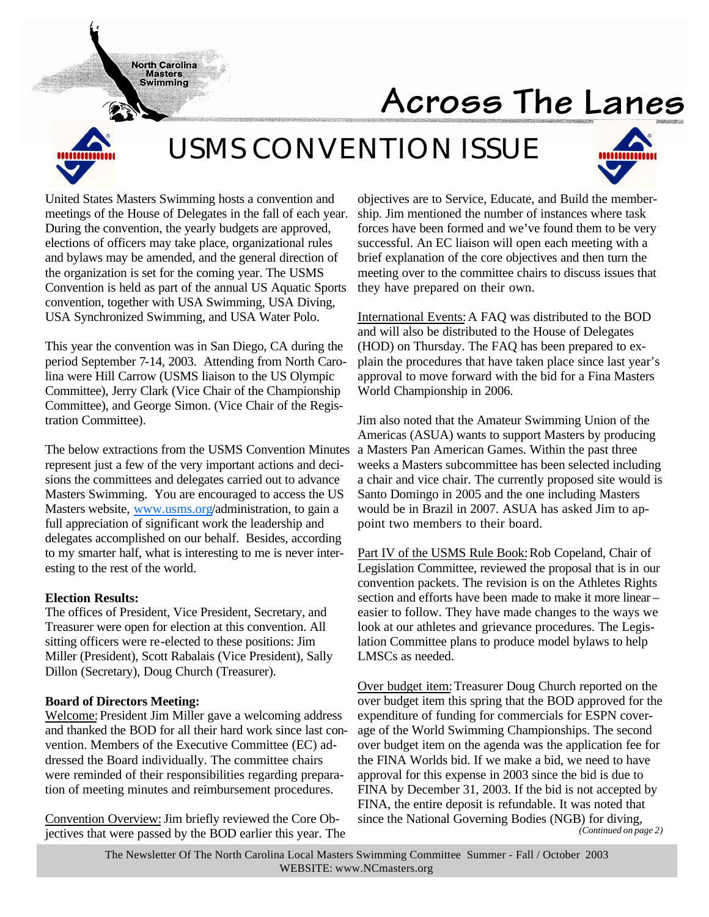North Carolina Masters Swimming

# Across The Lanes

## USMS CONVENTION ISSUE

United States Masters Swimming hosts a convention and meetings of the House of Delegates in the fall of each year. During the convention, the yearly budgets are approved, elections of officers may take place, organizational rules and bylaws may be amended, and the general direction of the organization is set for the coming year. The USMS Convention is held as part of the annual US Aquatic Sports convention, together with USA Swimming, USA Diving, USA Synchronized Swimming, and USA Water Polo.

This year the convention was in San Diego, CA during the period September 7-14, 2003. Attending from North Carolina were Hill Carrow (USMS liaison to the US Olympic Committee), Jerry Clark (Vice Chair of the Championship Committee), and George Simon. (Vice Chair of the Registration Committee).

The below extractions from the USMS Convention Minutes represent just a few of the very important actions and decisions the committees and delegates carried out to advance Masters Swimming. You are encouraged to access the US Masters website, www.usms.org/administration, to gain a full appreciation of significant work the leadership and delegates accomplished on our behalf. Besides, according to my smarter half, what is interesting to me is never interesting to the rest of the world.

**Election Results:**
The offices of President, Vice President, Secretary, and Treasurer were open for election at this convention. All sitting officers were re-elected to these positions: Jim Miller (President), Scott Rabalais (Vice President), Sally Dillon (Secretary), Doug Church (Treasurer).

**Board of Directors Meeting:**
Welcome: President Jim Miller gave a welcoming address and thanked the BOD for all their hard work since last convention. Members of the Executive Committee (EC) addressed the Board individually. The committee chairs were reminded of their responsibilities regarding preparation of meeting minutes and reimbursement procedures.

Convention Overview: Jim briefly reviewed the Core Objectives that were passed by the BOD earlier this year. The objectives are to Service, Educate, and Build the membership. Jim mentioned the number of instances where task forces have been formed and we've found them to be very successful. An EC liaison will open each meeting with a brief explanation of the core objectives and then turn the meeting over to the committee chairs to discuss issues that they have prepared on their own.

International Events: A FAQ was distributed to the BOD and will also be distributed to the House of Delegates (HOD) on Thursday. The FAQ has been prepared to explain the procedures that have taken place since last year's approval to move forward with the bid for a Fina Masters World Championship in 2006.

Jim also noted that the Amateur Swimming Union of the Americas (ASUA) wants to support Masters by producing a Masters Pan American Games. Within the past three weeks a Masters subcommittee has been selected including a chair and vice chair. The currently proposed site would is Santo Domingo in 2005 and the one including Masters would be in Brazil in 2007. ASUA has asked Jim to appoint two members to their board.

Part IV of the USMS Rule Book: Rob Copeland, Chair of Legislation Committee, reviewed the proposal that is in our convention packets. The revision is on the Athletes Rights section and efforts have been made to make it more linear – easier to follow. They have made changes to the ways we look at our athletes and grievance procedures. The Legislation Committee plans to produce model bylaws to help LMSCs as needed.

Over budget item: Treasurer Doug Church reported on the over budget item this spring that the BOD approved for the expenditure of funding for commercials for ESPN coverage of the World Swimming Championships. The second over budget item on the agenda was the application fee for the FINA Worlds bid. If we make a bid, we need to have approval for this expense in 2003 since the bid is due to FINA by December 31, 2003. If the bid is not accepted by FINA, the entire deposit is refundable. It was noted that since the National Governing Bodies (NGB) for diving,

*(Continued on page 2)*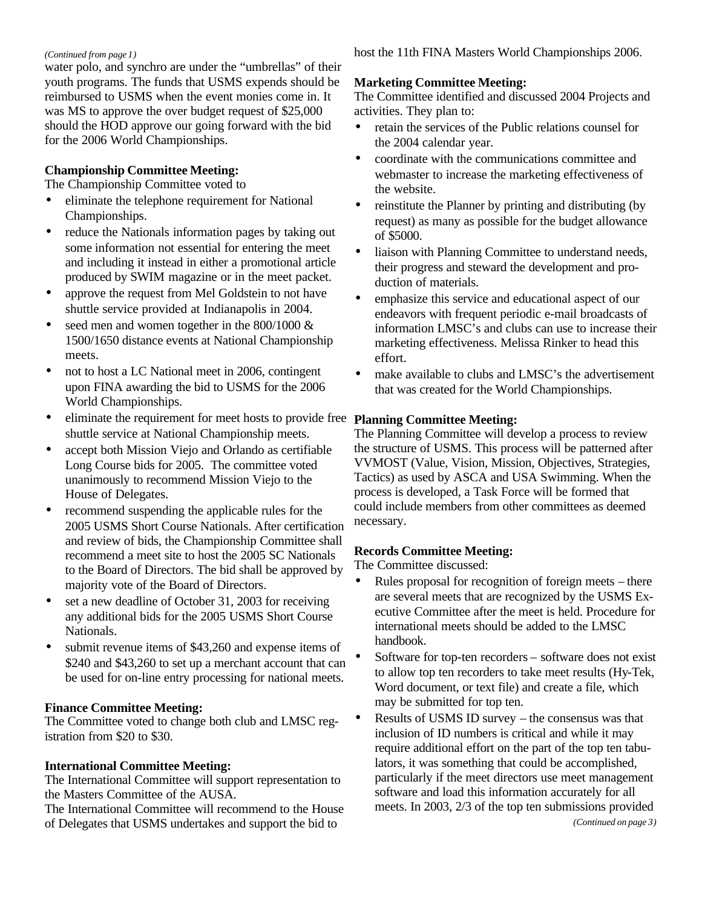*(Continued from page 1)*

water polo, and synchro are under the "umbrellas" of their youth programs. The funds that USMS expends should be reimbursed to USMS when the event monies come in. It was MS to approve the over budget request of $25,000 should the HOD approve our going forward with the bid for the 2006 World Championships.

**Championship Committee Meeting:**

The Championship Committee voted to

- eliminate the telephone requirement for National Championships.
- reduce the Nationals information pages by taking out some information not essential for entering the meet and including it instead in either a promotional article produced by SWIM magazine or in the meet packet.
- approve the request from Mel Goldstein to not have shuttle service provided at Indianapolis in 2004.
- seed men and women together in the 800/1000 & 1500/1650 distance events at National Championship meets.
- not to host a LC National meet in 2006, contingent upon FINA awarding the bid to USMS for the 2006 World Championships.
- eliminate the requirement for meet hosts to provide free shuttle service at National Championship meets.
- accept both Mission Viejo and Orlando as certifiable Long Course bids for 2005. The committee voted unanimously to recommend Mission Viejo to the House of Delegates.
- recommend suspending the applicable rules for the 2005 USMS Short Course Nationals. After certification and review of bids, the Championship Committee shall recommend a meet site to host the 2005 SC Nationals to the Board of Directors. The bid shall be approved by majority vote of the Board of Directors.
- set a new deadline of October 31, 2003 for receiving any additional bids for the 2005 USMS Short Course Nationals.
- submit revenue items of $43,260 and expense items of $240 and $43,260 to set up a merchant account that can be used for on-line entry processing for national meets.

**Finance Committee Meeting:**

The Committee voted to change both club and LMSC registration from $20 to $30.

**International Committee Meeting:**

The International Committee will support representation to the Masters Committee of the AUSA.

The International Committee will recommend to the House of Delegates that USMS undertakes and support the bid to host the 11th FINA Masters World Championships 2006.

**Marketing Committee Meeting:**

The Committee identified and discussed 2004 Projects and activities. They plan to:

- retain the services of the Public relations counsel for the 2004 calendar year.
- coordinate with the communications committee and webmaster to increase the marketing effectiveness of the website.
- reinstitute the Planner by printing and distributing (by request) as many as possible for the budget allowance of $5000.
- liaison with Planning Committee to understand needs, their progress and steward the development and production of materials.
- emphasize this service and educational aspect of our endeavors with frequent periodic e-mail broadcasts of information LMSC's and clubs can use to increase their marketing effectiveness. Melissa Rinker to head this effort.
- make available to clubs and LMSC's the advertisement that was created for the World Championships.

**Planning Committee Meeting:**

The Planning Committee will develop a process to review the structure of USMS. This process will be patterned after VVMOST (Value, Vision, Mission, Objectives, Strategies, Tactics) as used by ASCA and USA Swimming. When the process is developed, a Task Force will be formed that could include members from other committees as deemed necessary.

**Records Committee Meeting:**

The Committee discussed:

- Rules proposal for recognition of foreign meets – there are several meets that are recognized by the USMS Executive Committee after the meet is held. Procedure for international meets should be added to the LMSC handbook.
- Software for top-ten recorders – software does not exist to allow top ten recorders to take meet results (Hy-Tek, Word document, or text file) and create a file, which may be submitted for top ten.
- Results of USMS ID survey – the consensus was that inclusion of ID numbers is critical and while it may require additional effort on the part of the top ten tabulators, it was something that could be accomplished, particularly if the meet directors use meet management software and load this information accurately for all meets. In 2003, 2/3 of the top ten submissions provided

*(Continued on page 3)*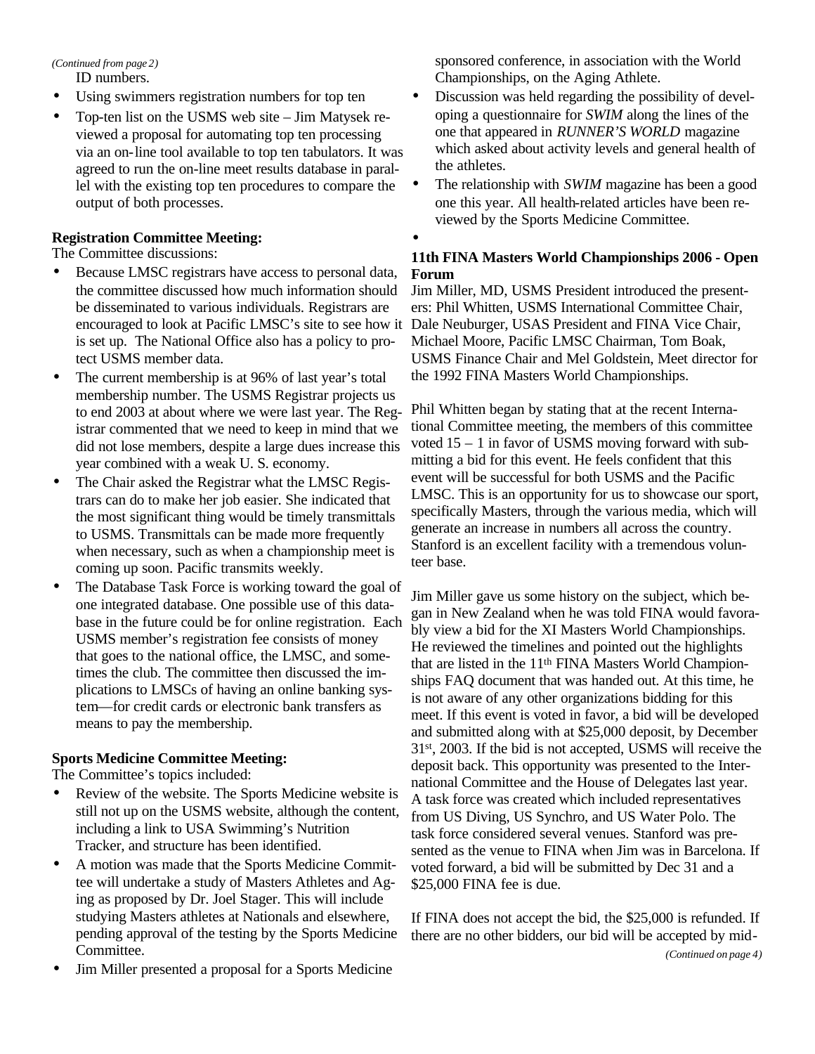*(Continued from page 2)*

ID numbers.

- Using swimmers registration numbers for top ten
- Top-ten list on the USMS web site – Jim Matysek reviewed a proposal for automating top ten processing via an on-line tool available to top ten tabulators. It was agreed to run the on-line meet results database in parallel with the existing top ten procedures to compare the output of both processes.

**Registration Committee Meeting:**

The Committee discussions:

- Because LMSC registrars have access to personal data, the committee discussed how much information should be disseminated to various individuals. Registrars are encouraged to look at Pacific LMSC's site to see how it is set up. The National Office also has a policy to protect USMS member data.
- The current membership is at 96% of last year's total membership number. The USMS Registrar projects us to end 2003 at about where we were last year. The Registrar commented that we need to keep in mind that we did not lose members, despite a large dues increase this year combined with a weak U. S. economy.
- The Chair asked the Registrar what the LMSC Registrars can do to make her job easier. She indicated that the most significant thing would be timely transmittals to USMS. Transmittals can be made more frequently when necessary, such as when a championship meet is coming up soon. Pacific transmits weekly.
- The Database Task Force is working toward the goal of one integrated database. One possible use of this database in the future could be for online registration. Each USMS member's registration fee consists of money that goes to the national office, the LMSC, and sometimes the club. The committee then discussed the implications to LMSCs of having an online banking system—for credit cards or electronic bank transfers as means to pay the membership.

**Sports Medicine Committee Meeting:**

The Committee's topics included:

- Review of the website. The Sports Medicine website is still not up on the USMS website, although the content, including a link to USA Swimming's Nutrition Tracker, and structure has been identified.
- A motion was made that the Sports Medicine Committee will undertake a study of Masters Athletes and Aging as proposed by Dr. Joel Stager. This will include studying Masters athletes at Nationals and elsewhere, pending approval of the testing by the Sports Medicine Committee.
- Jim Miller presented a proposal for a Sports Medicine sponsored conference, in association with the World Championships, on the Aging Athlete.
- Discussion was held regarding the possibility of developing a questionnaire for *SWIM* along the lines of the one that appeared in *RUNNER'S WORLD* magazine which asked about activity levels and general health of the athletes.
- The relationship with *SWIM* magazine has been a good one this year. All health-related articles have been reviewed by the Sports Medicine Committee.

**11th FINA Masters World Championships 2006 - Open Forum**

Jim Miller, MD, USMS President introduced the presenters: Phil Whitten, USMS International Committee Chair, Dale Neuburger, USAS President and FINA Vice Chair, Michael Moore, Pacific LMSC Chairman, Tom Boak, USMS Finance Chair and Mel Goldstein, Meet director for the 1992 FINA Masters World Championships.

Phil Whitten began by stating that at the recent International Committee meeting, the members of this committee voted 15 – 1 in favor of USMS moving forward with submitting a bid for this event. He feels confident that this event will be successful for both USMS and the Pacific LMSC. This is an opportunity for us to showcase our sport, specifically Masters, through the various media, which will generate an increase in numbers all across the country. Stanford is an excellent facility with a tremendous volunteer base.

Jim Miller gave us some history on the subject, which began in New Zealand when he was told FINA would favorably view a bid for the XI Masters World Championships. He reviewed the timelines and pointed out the highlights that are listed in the 11th FINA Masters World Championships FAQ document that was handed out. At this time, he is not aware of any other organizations bidding for this meet. If this event is voted in favor, a bid will be developed and submitted along with at $25,000 deposit, by December 31st, 2003. If the bid is not accepted, USMS will receive the deposit back. This opportunity was presented to the International Committee and the House of Delegates last year. A task force was created which included representatives from US Diving, US Synchro, and US Water Polo. The task force considered several venues. Stanford was presented as the venue to FINA when Jim was in Barcelona. If voted forward, a bid will be submitted by Dec 31 and a $25,000 FINA fee is due.

If FINA does not accept the bid, the $25,000 is refunded. If there are no other bidders, our bid will be accepted by mid-

*(Continued on page 4)*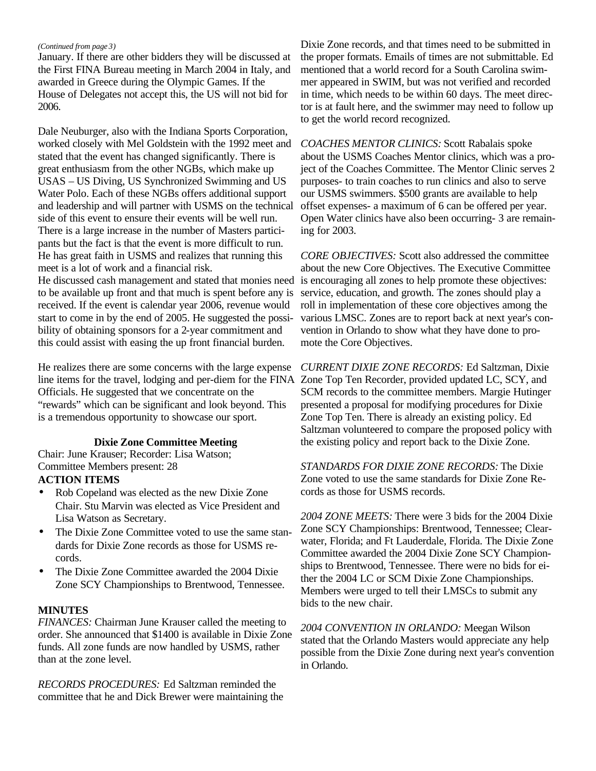*(Continued from page 3)*

January. If there are other bidders they will be discussed at the First FINA Bureau meeting in March 2004 in Italy, and awarded in Greece during the Olympic Games. If the House of Delegates not accept this, the US will not bid for 2006.

Dale Neuburger, also with the Indiana Sports Corporation, worked closely with Mel Goldstein with the 1992 meet and stated that the event has changed significantly. There is great enthusiasm from the other NGBs, which make up USAS – US Diving, US Synchronized Swimming and US Water Polo. Each of these NGBs offers additional support and leadership and will partner with USMS on the technical side of this event to ensure their events will be well run. There is a large increase in the number of Masters participants but the fact is that the event is more difficult to run. He has great faith in USMS and realizes that running this meet is a lot of work and a financial risk.

He discussed cash management and stated that monies need to be available up front and that much is spent before any is received. If the event is calendar year 2006, revenue would start to come in by the end of 2005. He suggested the possibility of obtaining sponsors for a 2-year commitment and this could assist with easing the up front financial burden.

He realizes there are some concerns with the large expense line items for the travel, lodging and per-diem for the FINA Officials. He suggested that we concentrate on the "rewards" which can be significant and look beyond. This is a tremendous opportunity to showcase our sport.

### Dixie Zone Committee Meeting

Chair: June Krauser; Recorder: Lisa Watson;
Committee Members present: 28

**ACTION ITEMS**

- Rob Copeland was elected as the new Dixie Zone Chair. Stu Marvin was elected as Vice President and Lisa Watson as Secretary.
- The Dixie Zone Committee voted to use the same standards for Dixie Zone records as those for USMS records.
- The Dixie Zone Committee awarded the 2004 Dixie Zone SCY Championships to Brentwood, Tennessee.

**MINUTES**

*FINANCES:* Chairman June Krauser called the meeting to order. She announced that $1400 is available in Dixie Zone funds. All zone funds are now handled by USMS, rather than at the zone level.

*RECORDS PROCEDURES:* Ed Saltzman reminded the committee that he and Dick Brewer were maintaining the Dixie Zone records, and that times need to be submitted in the proper formats. Emails of times are not submittable. Ed mentioned that a world record for a South Carolina swimmer appeared in SWIM, but was not verified and recorded in time, which needs to be within 60 days. The meet director is at fault here, and the swimmer may need to follow up to get the world record recognized.

*COACHES MENTOR CLINICS:* Scott Rabalais spoke about the USMS Coaches Mentor clinics, which was a project of the Coaches Committee. The Mentor Clinic serves 2 purposes- to train coaches to run clinics and also to serve our USMS swimmers. $500 grants are available to help offset expenses- a maximum of 6 can be offered per year. Open Water clinics have also been occurring- 3 are remaining for 2003.

*CORE OBJECTIVES:* Scott also addressed the committee about the new Core Objectives. The Executive Committee is encouraging all zones to help promote these objectives: service, education, and growth. The zones should play a roll in implementation of these core objectives among the various LMSC. Zones are to report back at next year's convention in Orlando to show what they have done to promote the Core Objectives.

*CURRENT DIXIE ZONE RECORDS:* Ed Saltzman, Dixie Zone Top Ten Recorder, provided updated LC, SCY, and SCM records to the committee members. Margie Hutinger presented a proposal for modifying procedures for Dixie Zone Top Ten. There is already an existing policy. Ed Saltzman volunteered to compare the proposed policy with the existing policy and report back to the Dixie Zone.

*STANDARDS FOR DIXIE ZONE RECORDS:* The Dixie Zone voted to use the same standards for Dixie Zone Records as those for USMS records.

*2004 ZONE MEETS:* There were 3 bids for the 2004 Dixie Zone SCY Championships: Brentwood, Tennessee; Clearwater, Florida; and Ft Lauderdale, Florida. The Dixie Zone Committee awarded the 2004 Dixie Zone SCY Championships to Brentwood, Tennessee. There were no bids for either the 2004 LC or SCM Dixie Zone Championships. Members were urged to tell their LMSCs to submit any bids to the new chair.

*2004 CONVENTION IN ORLANDO:* Meegan Wilson stated that the Orlando Masters would appreciate any help possible from the Dixie Zone during next year's convention in Orlando.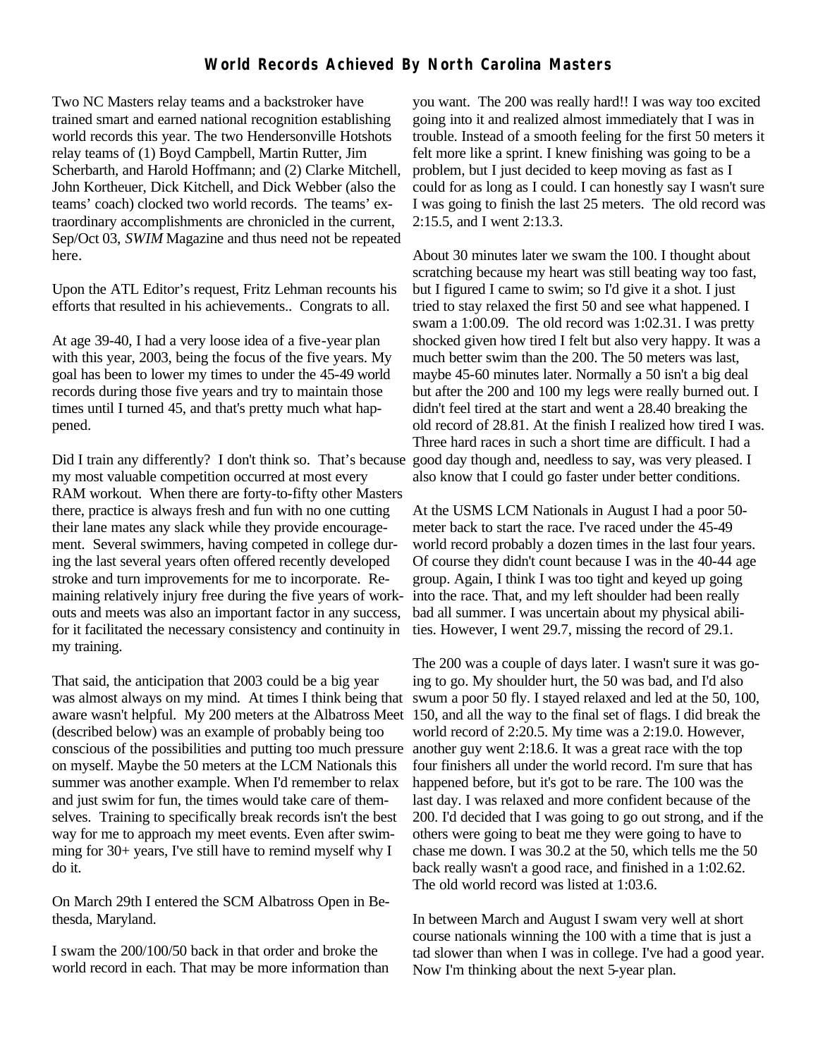## World Records Achieved By North Carolina Masters

Two NC Masters relay teams and a backstroker have trained smart and earned national recognition establishing world records this year. The two Hendersonville Hotshots relay teams of (1) Boyd Campbell, Martin Rutter, Jim Scherbarth, and Harold Hoffmann; and (2) Clarke Mitchell, John Kortheuer, Dick Kitchell, and Dick Webber (also the teams' coach) clocked two world records. The teams' extraordinary accomplishments are chronicled in the current, Sep/Oct 03, *SWIM* Magazine and thus need not be repeated here.

Upon the ATL Editor's request, Fritz Lehman recounts his efforts that resulted in his achievements.. Congrats to all.

At age 39-40, I had a very loose idea of a five-year plan with this year, 2003, being the focus of the five years. My goal has been to lower my times to under the 45-49 world records during those five years and try to maintain those times until I turned 45, and that's pretty much what happened.

Did I train any differently? I don't think so. That's because my most valuable competition occurred at most every RAM workout. When there are forty-to-fifty other Masters there, practice is always fresh and fun with no one cutting their lane mates any slack while they provide encouragement. Several swimmers, having competed in college during the last several years often offered recently developed stroke and turn improvements for me to incorporate. Remaining relatively injury free during the five years of workouts and meets was also an important factor in any success, for it facilitated the necessary consistency and continuity in my training.

That said, the anticipation that 2003 could be a big year was almost always on my mind. At times I think being that aware wasn't helpful. My 200 meters at the Albatross Meet (described below) was an example of probably being too conscious of the possibilities and putting too much pressure on myself. Maybe the 50 meters at the LCM Nationals this summer was another example. When I'd remember to relax and just swim for fun, the times would take care of themselves. Training to specifically break records isn't the best way for me to approach my meet events. Even after swimming for 30+ years, I've still have to remind myself why I do it.

On March 29th I entered the SCM Albatross Open in Bethesda, Maryland.

I swam the 200/100/50 back in that order and broke the world record in each. That may be more information than you want. The 200 was really hard!! I was way too excited going into it and realized almost immediately that I was in trouble. Instead of a smooth feeling for the first 50 meters it felt more like a sprint. I knew finishing was going to be a problem, but I just decided to keep moving as fast as I could for as long as I could. I can honestly say I wasn't sure I was going to finish the last 25 meters. The old record was 2:15.5, and I went 2:13.3.

About 30 minutes later we swam the 100. I thought about scratching because my heart was still beating way too fast, but I figured I came to swim; so I'd give it a shot. I just tried to stay relaxed the first 50 and see what happened. I swam a 1:00.09. The old record was 1:02.31. I was pretty shocked given how tired I felt but also very happy. It was a much better swim than the 200. The 50 meters was last, maybe 45-60 minutes later. Normally a 50 isn't a big deal but after the 200 and 100 my legs were really burned out. I didn't feel tired at the start and went a 28.40 breaking the old record of 28.81. At the finish I realized how tired I was. Three hard races in such a short time are difficult. I had a good day though and, needless to say, was very pleased. I also know that I could go faster under better conditions.

At the USMS LCM Nationals in August I had a poor 50-meter back to start the race. I've raced under the 45-49 world record probably a dozen times in the last four years. Of course they didn't count because I was in the 40-44 age group. Again, I think I was too tight and keyed up going into the race. That, and my left shoulder had been really bad all summer. I was uncertain about my physical abilities. However, I went 29.7, missing the record of 29.1.

The 200 was a couple of days later. I wasn't sure it was going to go. My shoulder hurt, the 50 was bad, and I'd also swum a poor 50 fly. I stayed relaxed and led at the 50, 100, 150, and all the way to the final set of flags. I did break the world record of 2:20.5. My time was a 2:19.0. However, another guy went 2:18.6. It was a great race with the top four finishers all under the world record. I'm sure that has happened before, but it's got to be rare. The 100 was the last day. I was relaxed and more confident because of the 200. I'd decided that I was going to go out strong, and if the others were going to beat me they were going to have to chase me down. I was 30.2 at the 50, which tells me the 50 back really wasn't a good race, and finished in a 1:02.62. The old world record was listed at 1:03.6.

In between March and August I swam very well at short course nationals winning the 100 with a time that is just a tad slower than when I was in college. I've had a good year. Now I'm thinking about the next 5-year plan.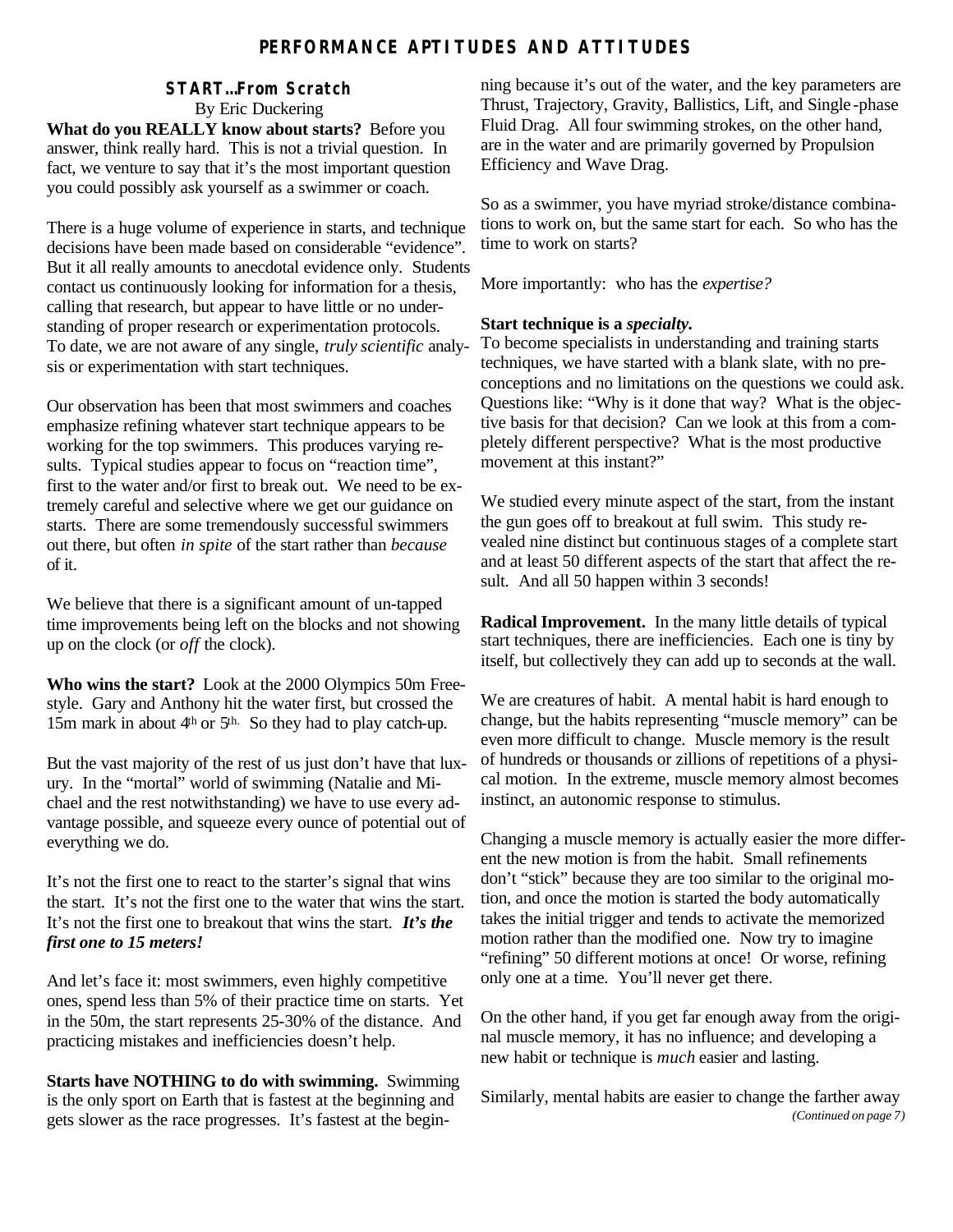# PERFORMANCE APTITUDES AND ATTITUDES

## START…From Scratch

By Eric Duckering

**What do you REALLY know about starts?** Before you answer, think really hard. This is not a trivial question. In fact, we venture to say that it's the most important question you could possibly ask yourself as a swimmer or coach.

There is a huge volume of experience in starts, and technique decisions have been made based on considerable "evidence". But it all really amounts to anecdotal evidence only. Students contact us continuously looking for information for a thesis, calling that research, but appear to have little or no understanding of proper research or experimentation protocols. To date, we are not aware of any single, *truly scientific* analysis or experimentation with start techniques.

Our observation has been that most swimmers and coaches emphasize refining whatever start technique appears to be working for the top swimmers. This produces varying results. Typical studies appear to focus on "reaction time", first to the water and/or first to break out. We need to be extremely careful and selective where we get our guidance on starts. There are some tremendously successful swimmers out there, but often *in spite* of the start rather than *because* of it.

We believe that there is a significant amount of un-tapped time improvements being left on the blocks and not showing up on the clock (or *off* the clock).

**Who wins the start?** Look at the 2000 Olympics 50m Freestyle. Gary and Anthony hit the water first, but crossed the 15m mark in about 4th or 5th. So they had to play catch-up.

But the vast majority of the rest of us just don't have that luxury. In the "mortal" world of swimming (Natalie and Michael and the rest notwithstanding) we have to use every advantage possible, and squeeze every ounce of potential out of everything we do.

It's not the first one to react to the starter's signal that wins the start. It's not the first one to the water that wins the start. It's not the first one to breakout that wins the start. ***It's the first one to 15 meters!***

And let's face it: most swimmers, even highly competitive ones, spend less than 5% of their practice time on starts. Yet in the 50m, the start represents 25-30% of the distance. And practicing mistakes and inefficiencies doesn't help.

**Starts have NOTHING to do with swimming.** Swimming is the only sport on Earth that is fastest at the beginning and gets slower as the race progresses. It's fastest at the beginning because it's out of the water, and the key parameters are Thrust, Trajectory, Gravity, Ballistics, Lift, and Single-phase Fluid Drag. All four swimming strokes, on the other hand, are in the water and are primarily governed by Propulsion Efficiency and Wave Drag.

So as a swimmer, you have myriad stroke/distance combinations to work on, but the same start for each. So who has the time to work on starts?

More importantly: who has the *expertise?*

**Start technique is a *specialty.***
To become specialists in understanding and training starts techniques, we have started with a blank slate, with no preconceptions and no limitations on the questions we could ask. Questions like: "Why is it done that way? What is the objective basis for that decision? Can we look at this from a completely different perspective? What is the most productive movement at this instant?"

We studied every minute aspect of the start, from the instant the gun goes off to breakout at full swim. This study revealed nine distinct but continuous stages of a complete start and at least 50 different aspects of the start that affect the result. And all 50 happen within 3 seconds!

**Radical Improvement.** In the many little details of typical start techniques, there are inefficiencies. Each one is tiny by itself, but collectively they can add up to seconds at the wall.

We are creatures of habit. A mental habit is hard enough to change, but the habits representing "muscle memory" can be even more difficult to change. Muscle memory is the result of hundreds or thousands or zillions of repetitions of a physical motion. In the extreme, muscle memory almost becomes instinct, an autonomic response to stimulus.

Changing a muscle memory is actually easier the more different the new motion is from the habit. Small refinements don't "stick" because they are too similar to the original motion, and once the motion is started the body automatically takes the initial trigger and tends to activate the memorized motion rather than the modified one. Now try to imagine "refining" 50 different motions at once! Or worse, refining only one at a time. You'll never get there.

On the other hand, if you get far enough away from the original muscle memory, it has no influence; and developing a new habit or technique is *much* easier and lasting.

Similarly, mental habits are easier to change the farther away

*(Continued on page 7)*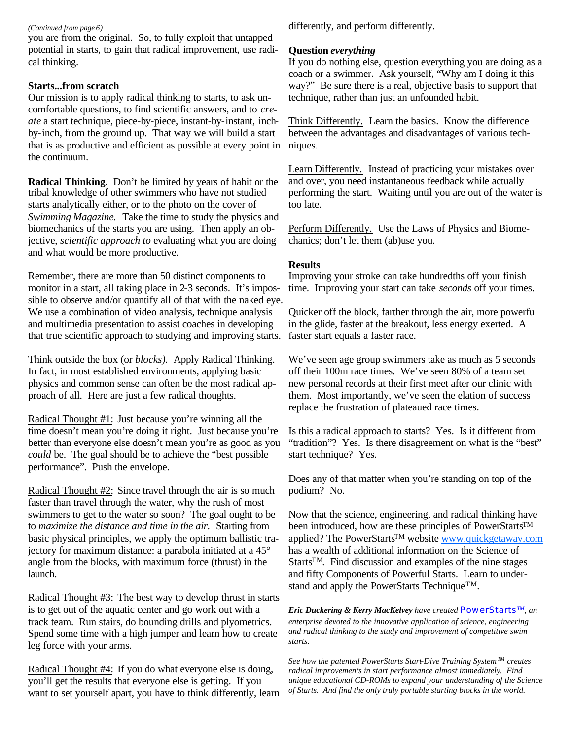*(Continued from page 6)*

you are from the original. So, to fully exploit that untapped potential in starts, to gain that radical improvement, use radical thinking.

**Starts...from scratch**

Our mission is to apply radical thinking to starts, to ask uncomfortable questions, to find scientific answers, and to *create* a start technique, piece-by-piece, instant-by-instant, inch-by-inch, from the ground up. That way we will build a start that is as productive and efficient as possible at every point in the continuum.

**Radical Thinking.** Don't be limited by years of habit or the tribal knowledge of other swimmers who have not studied starts analytically either, or to the photo on the cover of *Swimming Magazine.* Take the time to study the physics and biomechanics of the starts you are using. Then apply an objective, *scientific approach to* evaluating what you are doing and what would be more productive.

Remember, there are more than 50 distinct components to monitor in a start, all taking place in 2-3 seconds. It's impossible to observe and/or quantify all of that with the naked eye. We use a combination of video analysis, technique analysis and multimedia presentation to assist coaches in developing that true scientific approach to studying and improving starts.

Think outside the box (or *blocks).* Apply Radical Thinking. In fact, in most established environments, applying basic physics and common sense can often be the most radical approach of all. Here are just a few radical thoughts.

Radical Thought #1: Just because you're winning all the time doesn't mean you're doing it right. Just because you're better than everyone else doesn't mean you're as good as you *could* be. The goal should be to achieve the "best possible performance". Push the envelope.

Radical Thought #2: Since travel through the air is so much faster than travel through the water, why the rush of most swimmers to get to the water so soon? The goal ought to be to *maximize the distance and time in the air.* Starting from basic physical principles, we apply the optimum ballistic trajectory for maximum distance: a parabola initiated at a 45° angle from the blocks, with maximum force (thrust) in the launch.

Radical Thought #3: The best way to develop thrust in starts is to get out of the aquatic center and go work out with a track team. Run stairs, do bounding drills and plyometrics. Spend some time with a high jumper and learn how to create leg force with your arms.

Radical Thought #4: If you do what everyone else is doing, you'll get the results that everyone else is getting. If you want to set yourself apart, you have to think differently, learn differently, and perform differently.

**Question *everything***

If you do nothing else, question everything you are doing as a coach or a swimmer. Ask yourself, "Why am I doing it this way?" Be sure there is a real, objective basis to support that technique, rather than just an unfounded habit.

Think Differently. Learn the basics. Know the difference between the advantages and disadvantages of various techniques.

Learn Differently. Instead of practicing your mistakes over and over, you need instantaneous feedback while actually performing the start. Waiting until you are out of the water is too late.

Perform Differently. Use the Laws of Physics and Biomechanics; don't let them (ab)use you.

**Results**

Improving your stroke can take hundredths off your finish time. Improving your start can take *seconds* off your times.

Quicker off the block, farther through the air, more powerful in the glide, faster at the breakout, less energy exerted. A faster start equals a faster race.

We've seen age group swimmers take as much as 5 seconds off their 100m race times. We've seen 80% of a team set new personal records at their first meet after our clinic with them. Most importantly, we've seen the elation of success replace the frustration of plateaued race times.

Is this a radical approach to starts? Yes. Is it different from "tradition"? Yes. Is there disagreement on what is the "best" start technique? Yes.

Does any of that matter when you're standing on top of the podium? No.

Now that the science, engineering, and radical thinking have been introduced, how are these principles of PowerStarts™ applied? The PowerStarts™ website www.quickgetaway.com has a wealth of additional information on the Science of Starts™. Find discussion and examples of the nine stages and fifty Components of Powerful Starts. Learn to understand and apply the PowerStarts Technique™.

***Eric Duckering & Kerry MacKelvey*** *have created* PowerStarts™*, an enterprise devoted to the innovative application of science, engineering and radical thinking to the study and improvement of competitive swim starts.*

*See how the patented PowerStarts Start-Dive Training System™ creates radical improvements in start performance almost immediately. Find unique educational CD-ROMs to expand your understanding of the Science of Starts. And find the only truly portable starting blocks in the world.*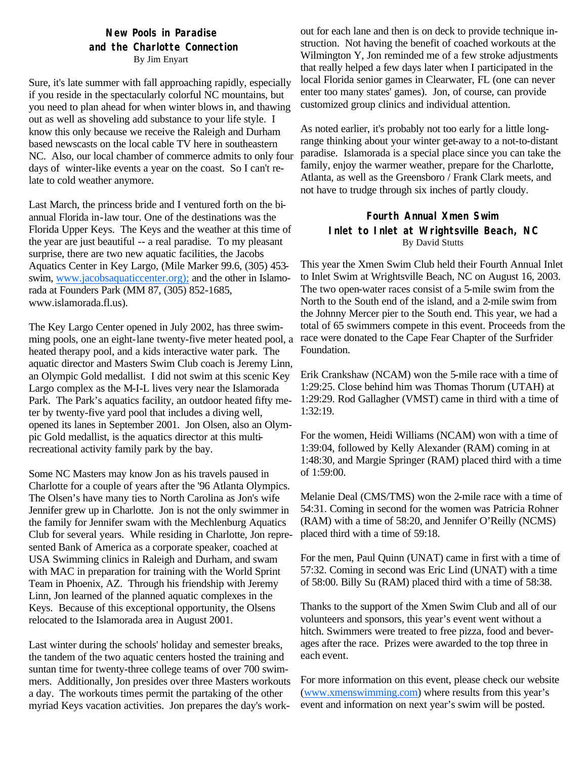## New Pools in Paradise and the Charlotte Connection

By Jim Enyart

Sure, it's late summer with fall approaching rapidly, especially if you reside in the spectacularly colorful NC mountains, but you need to plan ahead for when winter blows in, and thawing out as well as shoveling add substance to your life style. I know this only because we receive the Raleigh and Durham based newscasts on the local cable TV here in southeastern NC. Also, our local chamber of commerce admits to only four days of winter-like events a year on the coast. So I can't relate to cold weather anymore.

Last March, the princess bride and I ventured forth on the bi-annual Florida in-law tour. One of the destinations was the Florida Upper Keys. The Keys and the weather at this time of the year are just beautiful -- a real paradise. To my pleasant surprise, there are two new aquatic facilities, the Jacobs Aquatics Center in Key Largo, (Mile Marker 99.6, (305) 453-swim, www.jacobsaquaticcenter.org); and the other in Islamorada at Founders Park (MM 87, (305) 852-1685, www.islamorada.fl.us).

The Key Largo Center opened in July 2002, has three swimming pools, one an eight-lane twenty-five meter heated pool, a heated therapy pool, and a kids interactive water park. The aquatic director and Masters Swim Club coach is Jeremy Linn, an Olympic Gold medallist. I did not swim at this scenic Key Largo complex as the M-I-L lives very near the Islamorada Park. The Park's aquatics facility, an outdoor heated fifty meter by twenty-five yard pool that includes a diving well, opened its lanes in September 2001. Jon Olsen, also an Olympic Gold medallist, is the aquatics director at this multi-recreational activity family park by the bay.

Some NC Masters may know Jon as his travels paused in Charlotte for a couple of years after the '96 Atlanta Olympics. The Olsen's have many ties to North Carolina as Jon's wife Jennifer grew up in Charlotte. Jon is not the only swimmer in the family for Jennifer swam with the Mechlenburg Aquatics Club for several years. While residing in Charlotte, Jon represented Bank of America as a corporate speaker, coached at USA Swimming clinics in Raleigh and Durham, and swam with MAC in preparation for training with the World Sprint Team in Phoenix, AZ. Through his friendship with Jeremy Linn, Jon learned of the planned aquatic complexes in the Keys. Because of this exceptional opportunity, the Olsens relocated to the Islamorada area in August 2001.

Last winter during the schools' holiday and semester breaks, the tandem of the two aquatic centers hosted the training and suntan time for twenty-three college teams of over 700 swimmers. Additionally, Jon presides over three Masters workouts a day. The workouts times permit the partaking of the other myriad Keys vacation activities. Jon prepares the day's workout for each lane and then is on deck to provide technique instruction. Not having the benefit of coached workouts at the Wilmington Y, Jon reminded me of a few stroke adjustments that really helped a few days later when I participated in the local Florida senior games in Clearwater, FL (one can never enter too many states' games). Jon, of course, can provide customized group clinics and individual attention.

As noted earlier, it's probably not too early for a little long-range thinking about your winter get-away to a not-to-distant paradise. Islamorada is a special place since you can take the family, enjoy the warmer weather, prepare for the Charlotte, Atlanta, as well as the Greensboro / Frank Clark meets, and not have to trudge through six inches of partly cloudy.

## Fourth Annual Xmen Swim Inlet to Inlet at Wrightsville Beach, NC

By David Stutts

This year the Xmen Swim Club held their Fourth Annual Inlet to Inlet Swim at Wrightsville Beach, NC on August 16, 2003. The two open-water races consist of a 5-mile swim from the North to the South end of the island, and a 2-mile swim from the Johnny Mercer pier to the South end. This year, we had a total of 65 swimmers compete in this event. Proceeds from the race were donated to the Cape Fear Chapter of the Surfrider Foundation.

Erik Crankshaw (NCAM) won the 5-mile race with a time of 1:29:25. Close behind him was Thomas Thorum (UTAH) at 1:29:29. Rod Gallagher (VMST) came in third with a time of 1:32:19.

For the women, Heidi Williams (NCAM) won with a time of 1:39:04, followed by Kelly Alexander (RAM) coming in at 1:48:30, and Margie Springer (RAM) placed third with a time of 1:59:00.

Melanie Deal (CMS/TMS) won the 2-mile race with a time of 54:31. Coming in second for the women was Patricia Rohner (RAM) with a time of 58:20, and Jennifer O'Reilly (NCMS) placed third with a time of 59:18.

For the men, Paul Quinn (UNAT) came in first with a time of 57:32. Coming in second was Eric Lind (UNAT) with a time of 58:00. Billy Su (RAM) placed third with a time of 58:38.

Thanks to the support of the Xmen Swim Club and all of our volunteers and sponsors, this year's event went without a hitch. Swimmers were treated to free pizza, food and beverages after the race. Prizes were awarded to the top three in each event.

For more information on this event, please check our website (www.xmenswimming.com) where results from this year's event and information on next year's swim will be posted.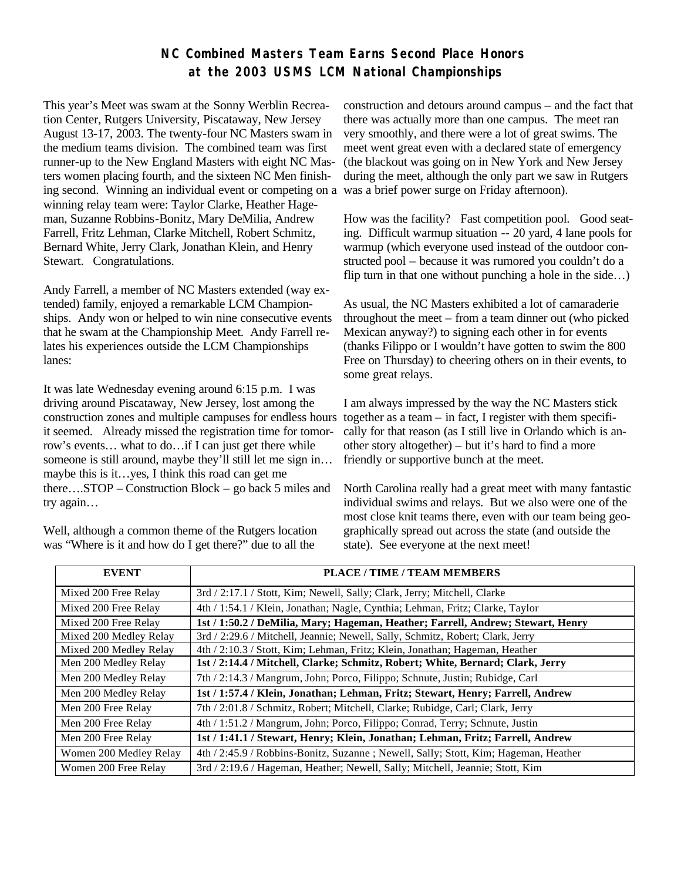# NC Combined Masters Team Earns Second Place Honors at the 2003 USMS LCM National Championships

This year's Meet was swam at the Sonny Werblin Recreation Center, Rutgers University, Piscataway, New Jersey August 13-17, 2003. The twenty-four NC Masters swam in the medium teams division. The combined team was first runner-up to the New England Masters with eight NC Masters women placing fourth, and the sixteen NC Men finishing second. Winning an individual event or competing on a winning relay team were: Taylor Clarke, Heather Hageman, Suzanne Robbins-Bonitz, Mary DeMilia, Andrew Farrell, Fritz Lehman, Clarke Mitchell, Robert Schmitz, Bernard White, Jerry Clark, Jonathan Klein, and Henry Stewart. Congratulations.

Andy Farrell, a member of NC Masters extended (way extended) family, enjoyed a remarkable LCM Championships. Andy won or helped to win nine consecutive events that he swam at the Championship Meet. Andy Farrell relates his experiences outside the LCM Championships lanes:

It was late Wednesday evening around 6:15 p.m. I was driving around Piscataway, New Jersey, lost among the construction zones and multiple campuses for endless hours it seemed. Already missed the registration time for tomorrow's events… what to do…if I can just get there while someone is still around, maybe they'll still let me sign in… maybe this is it…yes, I think this road can get me there….STOP – Construction Block – go back 5 miles and try again…

Well, although a common theme of the Rutgers location was "Where is it and how do I get there?" due to all the construction and detours around campus – and the fact that there was actually more than one campus. The meet ran very smoothly, and there were a lot of great swims. The meet went great even with a declared state of emergency (the blackout was going on in New York and New Jersey during the meet, although the only part we saw in Rutgers was a brief power surge on Friday afternoon).

How was the facility? Fast competition pool. Good seating. Difficult warmup situation -- 20 yard, 4 lane pools for warmup (which everyone used instead of the outdoor constructed pool – because it was rumored you couldn't do a flip turn in that one without punching a hole in the side…)

As usual, the NC Masters exhibited a lot of camaraderie throughout the meet – from a team dinner out (who picked Mexican anyway?) to signing each other in for events (thanks Filippo or I wouldn't have gotten to swim the 800 Free on Thursday) to cheering others on in their events, to some great relays.

I am always impressed by the way the NC Masters stick together as a team – in fact, I register with them specifically for that reason (as I still live in Orlando which is another story altogether) – but it's hard to find a more friendly or supportive bunch at the meet.

North Carolina really had a great meet with many fantastic individual swims and relays. But we also were one of the most close knit teams there, even with our team being geographically spread out across the state (and outside the state). See everyone at the next meet!

| EVENT | PLACE / TIME / TEAM MEMBERS |
|---|---|
| Mixed 200 Free Relay | 3rd / 2:17.1 / Stott, Kim; Newell, Sally; Clark, Jerry; Mitchell, Clarke |
| Mixed 200 Free Relay | 4th / 1:54.1 / Klein, Jonathan; Nagle, Cynthia; Lehman, Fritz; Clarke, Taylor |
| Mixed 200 Free Relay | **1st / 1:50.2 / DeMilia, Mary; Hageman, Heather; Farrell, Andrew; Stewart, Henry** |
| Mixed 200 Medley Relay | 3rd / 2:29.6 / Mitchell, Jeannie; Newell, Sally, Schmitz, Robert; Clark, Jerry |
| Mixed 200 Medley Relay | 4th / 2:10.3 / Stott, Kim; Lehman, Fritz; Klein, Jonathan; Hageman, Heather |
| Men 200 Medley Relay | **1st / 2:14.4 / Mitchell, Clarke; Schmitz, Robert; White, Bernard; Clark, Jerry** |
| Men 200 Medley Relay | 7th / 2:14.3 / Mangrum, John; Porco, Filippo; Schnute, Justin; Rubidge, Carl |
| Men 200 Medley Relay | **1st / 1:57.4 / Klein, Jonathan; Lehman, Fritz; Stewart, Henry; Farrell, Andrew** |
| Men 200 Free Relay | 7th / 2:01.8 / Schmitz, Robert; Mitchell, Clarke; Rubidge, Carl; Clark, Jerry |
| Men 200 Free Relay | 4th / 1:51.2 / Mangrum, John; Porco, Filippo; Conrad, Terry; Schnute, Justin |
| Men 200 Free Relay | **1st / 1:41.1 / Stewart, Henry; Klein, Jonathan; Lehman, Fritz; Farrell, Andrew** |
| Women 200 Medley Relay | 4th / 2:45.9 / Robbins-Bonitz, Suzanne ; Newell, Sally; Stott, Kim; Hageman, Heather |
| Women 200 Free Relay | 3rd / 2:19.6 / Hageman, Heather; Newell, Sally; Mitchell, Jeannie; Stott, Kim |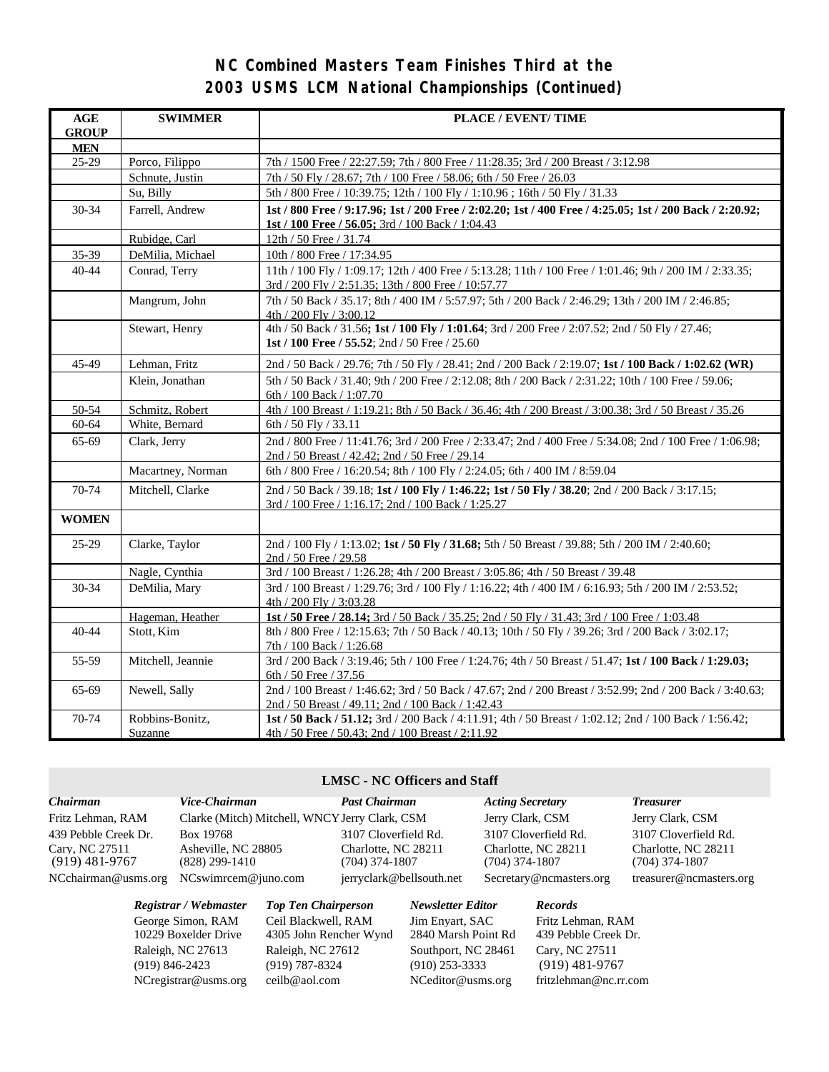# NC Combined Masters Team Finishes Third at the 2003 USMS LCM National Championships (Continued)

| AGE GROUP | SWIMMER | PLACE / EVENT/ TIME |
|---|---|---|
| **MEN** | | |
| 25-29 | Porco, Filippo | 7th / 1500 Free / 22:27.59; 7th / 800 Free / 11:28.35; 3rd / 200 Breast / 3:12.98 |
| | Schnute, Justin | 7th / 50 Fly / 28.67; 7th / 100 Free / 58.06; 6th / 50 Free / 26.03 |
| | Su, Billy | 5th / 800 Free / 10:39.75; 12th / 100 Fly / 1:10.96 ; 16th / 50 Fly / 31.33 |
| 30-34 | Farrell, Andrew | **1st / 800 Free / 9:17.96; 1st / 200 Free / 2:02.20; 1st / 400 Free / 4:25.05; 1st / 200 Back / 2:20.92; 1st / 100 Free / 56.05;** 3rd / 100 Back / 1:04.43 |
| | Rubidge, Carl | 12th / 50 Free / 31.74 |
| 35-39 | DeMilia, Michael | 10th / 800 Free / 17:34.95 |
| 40-44 | Conrad, Terry | 11th / 100 Fly / 1:09.17; 12th / 400 Free / 5:13.28; 11th / 100 Free / 1:01.46; 9th / 200 IM / 2:33.35; 3rd / 200 Fly / 2:51.35; 13th / 800 Free / 10:57.77 |
| | Mangrum, John | 7th / 50 Back / 35.17; 8th / 400 IM / 5:57.97; 5th / 200 Back / 2:46.29; 13th / 200 IM / 2:46.85; 4th / 200 Fly / 3:00.12 |
| | Stewart, Henry | 4th / 50 Back / 31.56**; 1st / 100 Fly / 1:01.64**; 3rd / 200 Free / 2:07.52; 2nd / 50 Fly / 27.46; **1st / 100 Free / 55.52**; 2nd / 50 Free / 25.60 |
| 45-49 | Lehman, Fritz | 2nd / 50 Back / 29.76; 7th / 50 Fly / 28.41; 2nd / 200 Back / 2:19.07; **1st / 100 Back / 1:02.62 (WR)** |
| | Klein, Jonathan | 5th / 50 Back / 31.40; 9th / 200 Free / 2:12.08; 8th / 200 Back / 2:31.22; 10th / 100 Free / 59.06; 6th / 100 Back / 1:07.70 |
| 50-54 | Schmitz, Robert | 4th / 100 Breast / 1:19.21; 8th / 50 Back / 36.46; 4th / 200 Breast / 3:00.38; 3rd / 50 Breast / 35.26 |
| 60-64 | White, Bernard | 6th / 50 Fly / 33.11 |
| 65-69 | Clark, Jerry | 2nd / 800 Free / 11:41.76; 3rd / 200 Free / 2:33.47; 2nd / 400 Free / 5:34.08; 2nd / 100 Free / 1:06.98; 2nd / 50 Breast / 42.42; 2nd / 50 Free / 29.14 |
| | Macartney, Norman | 6th / 800 Free / 16:20.54; 8th / 100 Fly / 2:24.05; 6th / 400 IM / 8:59.04 |
| 70-74 | Mitchell, Clarke | 2nd / 50 Back / 39.18; **1st / 100 Fly / 1:46.22; 1st / 50 Fly / 38.20**; 2nd / 200 Back / 3:17.15; 3rd / 100 Free / 1:16.17; 2nd / 100 Back / 1:25.27 |
| **WOMEN** | | |
| 25-29 | Clarke, Taylor | 2nd / 100 Fly / 1:13.02; **1st / 50 Fly / 31.68;** 5th / 50 Breast / 39.88; 5th / 200 IM / 2:40.60; 2nd / 50 Free / 29.58 |
| | Nagle, Cynthia | 3rd / 100 Breast / 1:26.28; 4th / 200 Breast / 3:05.86; 4th / 50 Breast / 39.48 |
| 30-34 | DeMilia, Mary | 3rd / 100 Breast / 1:29.76; 3rd / 100 Fly / 1:16.22; 4th / 400 IM / 6:16.93; 5th / 200 IM / 2:53.52; 4th / 200 Fly / 3:03.28 |
| | Hageman, Heather | **1st / 50 Free / 28.14;** 3rd / 50 Back / 35.25; 2nd / 50 Fly / 31.43; 3rd / 100 Free / 1:03.48 |
| 40-44 | Stott, Kim | 8th / 800 Free / 12:15.63; 7th / 50 Back / 40.13; 10th / 50 Fly / 39.26; 3rd / 200 Back / 3:02.17; 7th / 100 Back / 1:26.68 |
| 55-59 | Mitchell, Jeannie | 3rd / 200 Back / 3:19.46; 5th / 100 Free / 1:24.76; 4th / 50 Breast / 51.47; **1st / 100 Back / 1:29.03;** 6th / 50 Free / 37.56 |
| 65-69 | Newell, Sally | 2nd / 100 Breast / 1:46.62; 3rd / 50 Back / 47.67; 2nd / 200 Breast / 3:52.99; 2nd / 200 Back / 3:40.63; 2nd / 50 Breast / 49.11; 2nd / 100 Back / 1:42.43 |
| 70-74 | Robbins-Bonitz, Suzanne | **1st / 50 Back / 51.12;** 3rd / 200 Back / 4:11.91; 4th / 50 Breast / 1:02.12; 2nd / 100 Back / 1:56.42; 4th / 50 Free / 50.43; 2nd / 100 Breast / 2:11.92 |

## LMSC - NC Officers and Staff

***Chairman***
Fritz Lehman, RAM
439 Pebble Creek Dr.
Cary, NC 27511
(919) 481-9767
NCchairman@usms.org

***Vice-Chairman***
Clarke (Mitch) Mitchell, WNCY
Box 19768
Asheville, NC 28805
(828) 299-1410
NCswimrcem@juno.com

***Past Chairman***
Jerry Clark, CSM
3107 Cloverfield Rd.
Charlotte, NC 28211
(704) 374-1807
jerryclark@bellsouth.net

***Acting Secretary***
Jerry Clark, CSM
3107 Cloverfield Rd.
Charlotte, NC 28211
(704) 374-1807
Secretary@ncmasters.org

***Treasurer***
Jerry Clark, CSM
3107 Cloverfield Rd.
Charlotte, NC 28211
(704) 374-1807
treasurer@ncmasters.org

***Registrar / Webmaster***
George Simon, RAM
10229 Boxelder Drive
Raleigh, NC 27613
(919) 846-2423
NCregistrar@usms.org

***Top Ten Chairperson***
Ceil Blackwell, RAM
4305 John Rencher Wynd
Raleigh, NC 27612
(919) 787-8324
ceilb@aol.com

***Newsletter Editor***
Jim Enyart, SAC
2840 Marsh Point Rd
Southport, NC 28461
(910) 253-3333
NCeditor@usms.org

***Records***
Fritz Lehman, RAM
439 Pebble Creek Dr.
Cary, NC 27511
(919) 481-9767
fritzlehman@nc.rr.com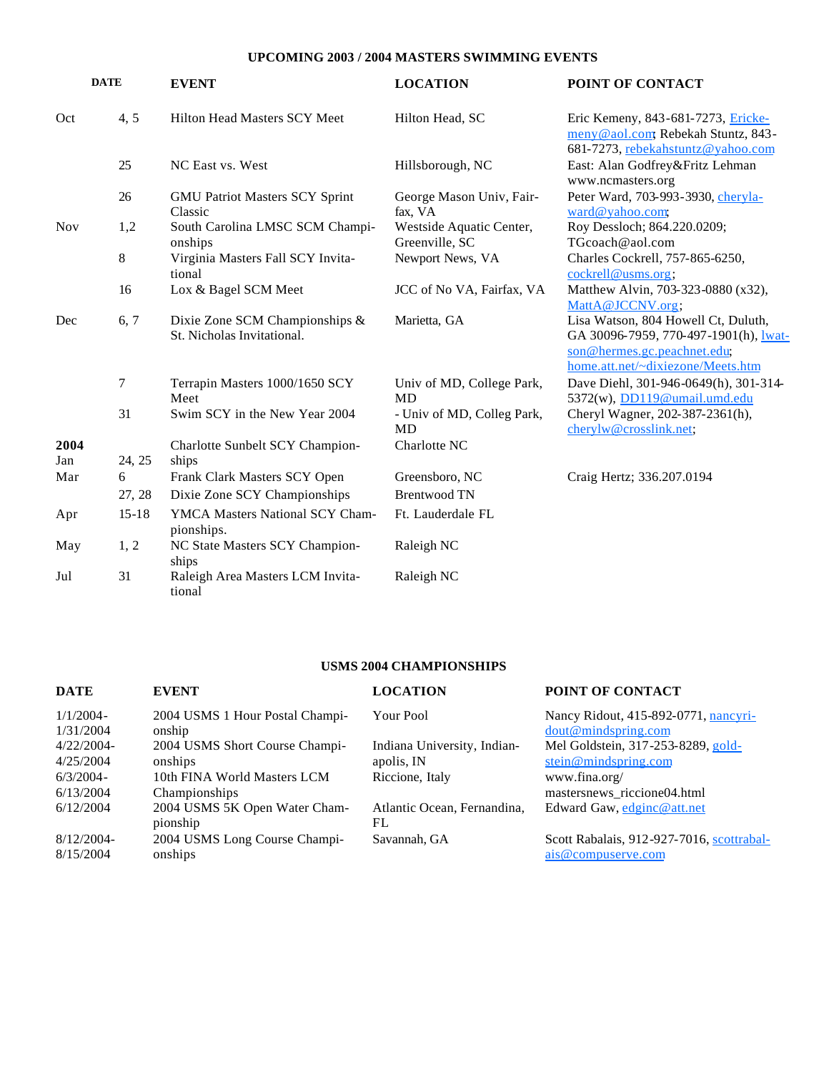## UPCOMING 2003 / 2004 MASTERS SWIMMING EVENTS

| DATE | | EVENT | LOCATION | POINT OF CONTACT |
|---|---|---|---|---|
| Oct | 4, 5 | Hilton Head Masters SCY Meet | Hilton Head, SC | Eric Kemeny, 843-681-7273, Erickemeny@aol.com; Rebekah Stuntz, 843-681-7273, rebekahstuntz@yahoo.com |
| | 25 | NC East vs. West | Hillsborough, NC | East: Alan Godfrey&Fritz Lehman www.ncmasters.org |
| | 26 | GMU Patriot Masters SCY Sprint Classic | George Mason Univ, Fairfax, VA | Peter Ward, 703-993-3930, cherylaward@yahoo.com; |
| Nov | 1,2 | South Carolina LMSC SCM Championships | Westside Aquatic Center, Greenville, SC | Roy Dessloch; 864.220.0209; TGcoach@aol.com |
| | 8 | Virginia Masters Fall SCY Invitational | Newport News, VA | Charles Cockrell, 757-865-6250, cockrell@usms.org; |
| | 16 | Lox & Bagel SCM Meet | JCC of No VA, Fairfax, VA | Matthew Alvin, 703-323-0880 (x32), MattA@JCCNV.org; |
| Dec | 6, 7 | Dixie Zone SCM Championships & St. Nicholas Invitational. | Marietta, GA | Lisa Watson, 804 Howell Ct, Duluth, GA 30096-7959, 770-497-1901(h), lwatson@hermes.gc.peachnet.edu; home.att.net/~dixiezone/Meets.htm |
| | 7 | Terrapin Masters 1000/1650 SCY Meet | Univ of MD, College Park, MD | Dave Diehl, 301-946-0649(h), 301-314-5372(w), DD119@umail.umd.edu |
| | 31 | Swim SCY in the New Year 2004 | - Univ of MD, Colleg Park, MD | Cheryl Wagner, 202-387-2361(h), cherylw@crosslink.net; |
| **2004** Jan | 24, 25 | Charlotte Sunbelt SCY Championships | Charlotte NC | |
| Mar | 6 | Frank Clark Masters SCY Open | Greensboro, NC | Craig Hertz; 336.207.0194 |
| | 27, 28 | Dixie Zone SCY Championships | Brentwood TN | |
| Apr | 15-18 | YMCA Masters National SCY Championships. | Ft. Lauderdale FL | |
| May | 1, 2 | NC State Masters SCY Championships | Raleigh NC | |
| Jul | 31 | Raleigh Area Masters LCM Invitational | Raleigh NC | |

## USMS 2004 CHAMPIONSHIPS

| DATE | EVENT | LOCATION | POINT OF CONTACT |
|---|---|---|---|
| 1/1/2004-1/31/2004 | 2004 USMS 1 Hour Postal Championship | Your Pool | Nancy Ridout, 415-892-0771, nancyridout@mindspring.com |
| 4/22/2004-4/25/2004 | 2004 USMS Short Course Championships | Indiana University, Indianapolis, IN | Mel Goldstein, 317-253-8289, goldstein@mindspring.com |
| 6/3/2004-6/13/2004 | 10th FINA World Masters LCM Championships | Riccione, Italy | www.fina.org/mastersnews_riccione04.html |
| 6/12/2004 | 2004 USMS 5K Open Water Championship | Atlantic Ocean, Fernandina, FL | Edward Gaw, edginc@att.net |
| 8/12/2004-8/15/2004 | 2004 USMS Long Course Championships | Savannah, GA | Scott Rabalais, 912-927-7016, scottrabalais@compuserve.com |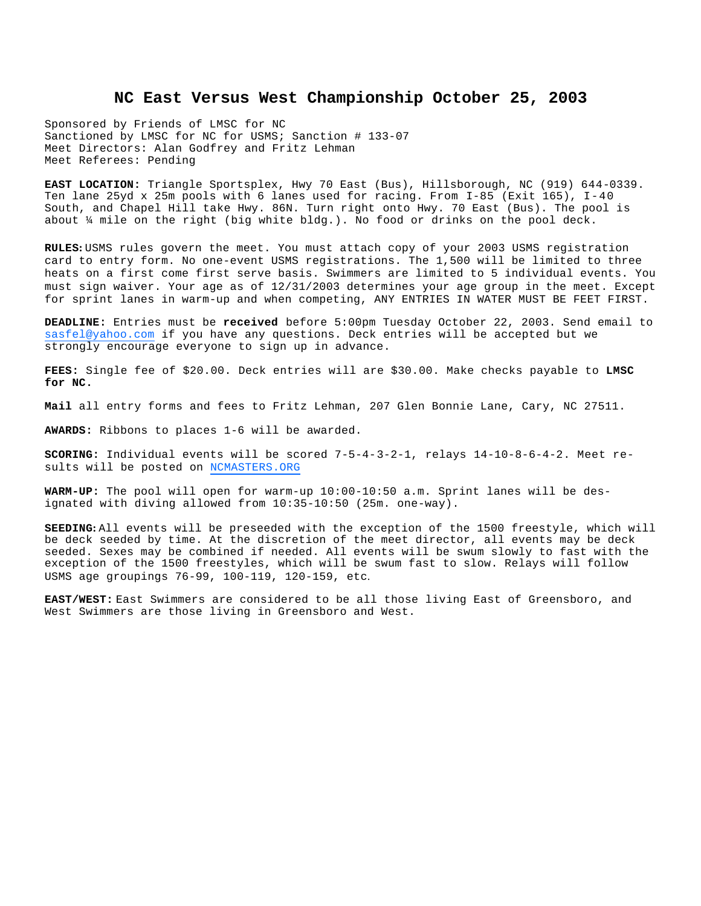# NC East Versus West Championship October 25, 2003

Sponsored by Friends of LMSC for NC
Sanctioned by LMSC for NC for USMS; Sanction # 133-07
Meet Directors: Alan Godfrey and Fritz Lehman
Meet Referees: Pending

**EAST LOCATION:** Triangle Sportsplex, Hwy 70 East (Bus), Hillsborough, NC (919) 644-0339. Ten lane 25yd x 25m pools with 6 lanes used for racing. From I-85 (Exit 165), I-40 South, and Chapel Hill take Hwy. 86N. Turn right onto Hwy. 70 East (Bus). The pool is about ¼ mile on the right (big white bldg.). No food or drinks on the pool deck.

**RULES:** USMS rules govern the meet. You must attach copy of your 2003 USMS registration card to entry form. No one-event USMS registrations. The 1,500 will be limited to three heats on a first come first serve basis. Swimmers are limited to 5 individual events. You must sign waiver. Your age as of 12/31/2003 determines your age group in the meet. Except for sprint lanes in warm-up and when competing, ANY ENTRIES IN WATER MUST BE FEET FIRST.

**DEADLINE:** Entries must be **received** before 5:00pm Tuesday October 22, 2003. Send email to sasfel@yahoo.com if you have any questions. Deck entries will be accepted but we strongly encourage everyone to sign up in advance.

**FEES:** Single fee of $20.00. Deck entries will are $30.00. Make checks payable to **LMSC for NC.**

**Mail** all entry forms and fees to Fritz Lehman, 207 Glen Bonnie Lane, Cary, NC 27511.

**AWARDS:** Ribbons to places 1-6 will be awarded.

**SCORING:** Individual events will be scored 7-5-4-3-2-1, relays 14-10-8-6-4-2. Meet results will be posted on NCMASTERS.ORG

**WARM-UP:** The pool will open for warm-up 10:00-10:50 a.m. Sprint lanes will be designated with diving allowed from 10:35-10:50 (25m. one-way).

**SEEDING:** All events will be preseeded with the exception of the 1500 freestyle, which will be deck seeded by time. At the discretion of the meet director, all events may be deck seeded. Sexes may be combined if needed. All events will be swum slowly to fast with the exception of the 1500 freestyles, which will be swum fast to slow. Relays will follow USMS age groupings 76-99, 100-119, 120-159, etc.

**EAST/WEST:** East Swimmers are considered to be all those living East of Greensboro, and West Swimmers are those living in Greensboro and West.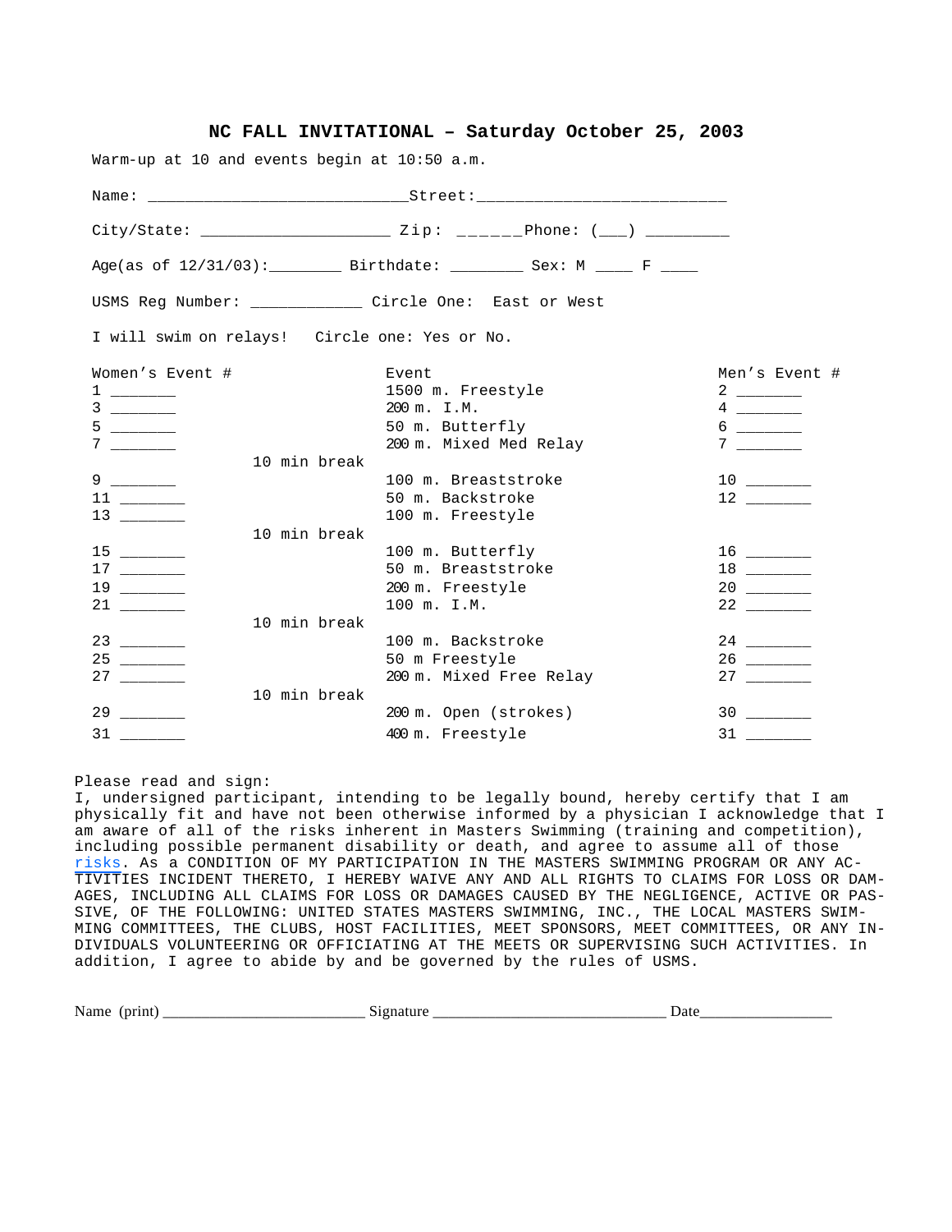## NC FALL INVITATIONAL – Saturday October 25, 2003

Warm-up at 10 and events begin at 10:50 a.m.

Name: ____________________________Street:___________________________

City/State: ____________________ Zip: ______Phone: (___) _________

Age(as of 12/31/03):________ Birthdate: ________ Sex: M ____ F ____

USMS Reg Number: ____________ Circle One: East or West

I will swim on relays! Circle one: Yes or No.

| Women's Event # | | Event | Men's Event # |
|---|---|---|---|
| 1 _______ | | 1500 m. Freestyle | 2 _______ |
| 3 _______ | | 200 m. I.M. | 4 _______ |
| 5 _______ | | 50 m. Butterfly | 6 _______ |
| 7 _______ | | 200 m. Mixed Med Relay | 7 _______ |
| | 10 min break | | |
| 9 _______ | | 100 m. Breaststroke | 10 _______ |
| 11 _______ | | 50 m. Backstroke | 12 _______ |
| 13 _______ | | 100 m. Freestyle | |
| | 10 min break | | |
| 15 _______ | | 100 m. Butterfly | 16 _______ |
| 17 _______ | | 50 m. Breaststroke | 18 _______ |
| 19 _______ | | 200 m. Freestyle | 20 _______ |
| 21 _______ | | 100 m. I.M. | 22 _______ |
| | 10 min break | | |
| 23 _______ | | 100 m. Backstroke | 24 _______ |
| 25 _______ | | 50 m Freestyle | 26 _______ |
| 27 _______ | | 200 m. Mixed Free Relay | 27 _______ |
| | 10 min break | | |
| 29 _______ | | 200 m. Open (strokes) | 30 _______ |
| 31 _______ | | 400 m. Freestyle | 31 _______ |

Please read and sign:
I, undersigned participant, intending to be legally bound, hereby certify that I am physically fit and have not been otherwise informed by a physician I acknowledge that I am aware of all of the risks inherent in Masters Swimming (training and competition), including possible permanent disability or death, and agree to assume all of those risks. As a CONDITION OF MY PARTICIPATION IN THE MASTERS SWIMMING PROGRAM OR ANY ACTIVITIES INCIDENT THERETO, I HEREBY WAIVE ANY AND ALL RIGHTS TO CLAIMS FOR LOSS OR DAMAGES, INCLUDING ALL CLAIMS FOR LOSS OR DAMAGES CAUSED BY THE NEGLIGENCE, ACTIVE OR PASSIVE, OF THE FOLLOWING: UNITED STATES MASTERS SWIMMING, INC., THE LOCAL MASTERS SWIMMING COMMITTEES, THE CLUBS, HOST FACILITIES, MEET SPONSORS, MEET COMMITTEES, OR ANY INDIVIDUALS VOLUNTEERING OR OFFICIATING AT THE MEETS OR SUPERVISING SUCH ACTIVITIES. In addition, I agree to abide by and be governed by the rules of USMS.

Name (print) _________________________ Signature _____________________________ Date________________